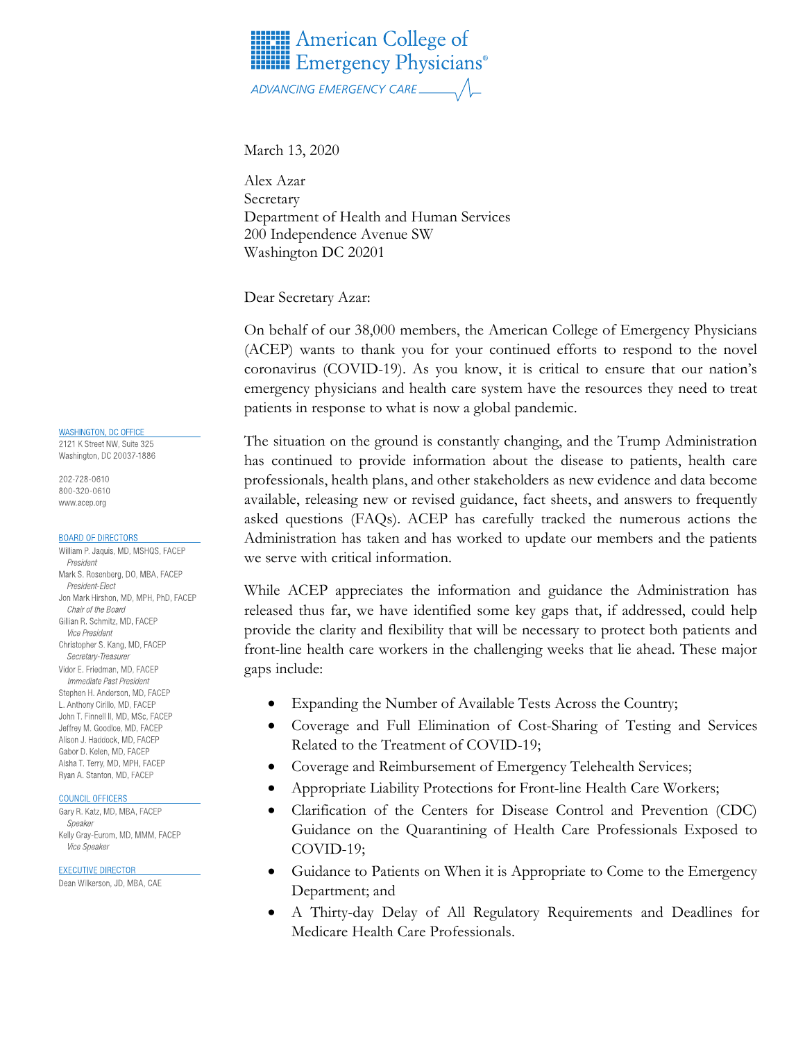# American College of Emergency Physicians®

ADVANCING EMERGENCY CARE

March 13, 2020

Alex Azar
Secretary
Department of Health and Human Services
200 Independence Avenue SW
Washington DC 20201

Dear Secretary Azar:

On behalf of our 38,000 members, the American College of Emergency Physicians (ACEP) wants to thank you for your continued efforts to respond to the novel coronavirus (COVID-19). As you know, it is critical to ensure that our nation's emergency physicians and health care system have the resources they need to treat patients in response to what is now a global pandemic.

The situation on the ground is constantly changing, and the Trump Administration has continued to provide information about the disease to patients, health care professionals, health plans, and other stakeholders as new evidence and data become available, releasing new or revised guidance, fact sheets, and answers to frequently asked questions (FAQs). ACEP has carefully tracked the numerous actions the Administration has taken and has worked to update our members and the patients we serve with critical information.

While ACEP appreciates the information and guidance the Administration has released thus far, we have identified some key gaps that, if addressed, could help provide the clarity and flexibility that will be necessary to protect both patients and front-line health care workers in the challenging weeks that lie ahead. These major gaps include:

- Expanding the Number of Available Tests Across the Country;
- Coverage and Full Elimination of Cost-Sharing of Testing and Services Related to the Treatment of COVID-19;
- Coverage and Reimbursement of Emergency Telehealth Services;
- Appropriate Liability Protections for Front-line Health Care Workers;
- Clarification of the Centers for Disease Control and Prevention (CDC) Guidance on the Quarantining of Health Care Professionals Exposed to COVID-19;
- Guidance to Patients on When it is Appropriate to Come to the Emergency Department; and
- A Thirty-day Delay of All Regulatory Requirements and Deadlines for Medicare Health Care Professionals.

WASHINGTON, DC OFFICE
2121 K Street NW, Suite 325
Washington, DC 20037-1886

202-728-0610
800-320-0610
www.acep.org

BOARD OF DIRECTORS
William P. Jaquis, MD, MSHQS, FACEP
*President*
Mark S. Rosenberg, DO, MBA, FACEP
*President-Elect*
Jon Mark Hirshon, MD, MPH, PhD, FACEP
*Chair of the Board*
Gillian R. Schmitz, MD, FACEP
*Vice President*
Christopher S. Kang, MD, FACEP
*Secretary-Treasurer*
Vidor E. Friedman, MD, FACEP
*Immediate Past President*
Stephen H. Anderson, MD, FACEP
L. Anthony Cirillo, MD, FACEP
John T. Finnell II, MD, MSc, FACEP
Jeffrey M. Goodloe, MD, FACEP
Alison J. Haddock, MD, FACEP
Gabor D. Kelen, MD, FACEP
Aisha T. Terry, MD, MPH, FACEP
Ryan A. Stanton, MD, FACEP

COUNCIL OFFICERS
Gary R. Katz, MD, MBA, FACEP
*Speaker*
Kelly Gray-Eurom, MD, MMM, FACEP
*Vice Speaker*

EXECUTIVE DIRECTOR
Dean Wilkerson, JD, MBA, CAE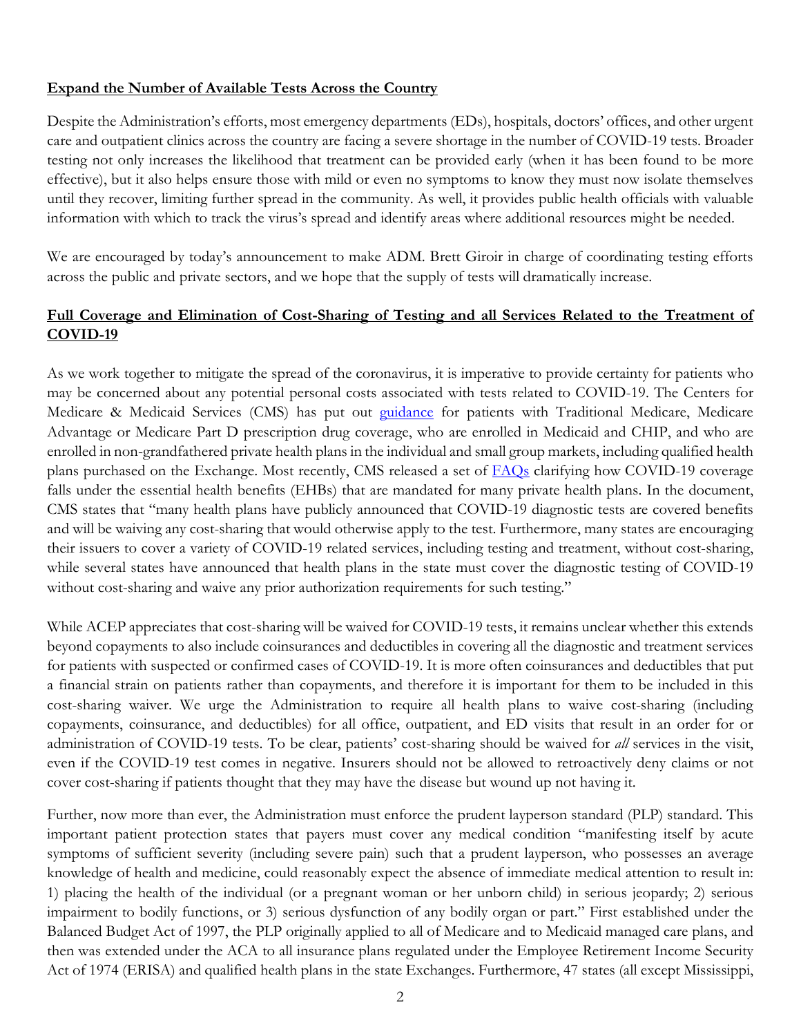**Expand the Number of Available Tests Across the Country**

Despite the Administration's efforts, most emergency departments (EDs), hospitals, doctors' offices, and other urgent care and outpatient clinics across the country are facing a severe shortage in the number of COVID-19 tests. Broader testing not only increases the likelihood that treatment can be provided early (when it has been found to be more effective), but it also helps ensure those with mild or even no symptoms to know they must now isolate themselves until they recover, limiting further spread in the community. As well, it provides public health officials with valuable information with which to track the virus's spread and identify areas where additional resources might be needed.

We are encouraged by today's announcement to make ADM. Brett Giroir in charge of coordinating testing efforts across the public and private sectors, and we hope that the supply of tests will dramatically increase.

**Full Coverage and Elimination of Cost-Sharing of Testing and all Services Related to the Treatment of COVID-19**

As we work together to mitigate the spread of the coronavirus, it is imperative to provide certainty for patients who may be concerned about any potential personal costs associated with tests related to COVID-19. The Centers for Medicare & Medicaid Services (CMS) has put out guidance for patients with Traditional Medicare, Medicare Advantage or Medicare Part D prescription drug coverage, who are enrolled in Medicaid and CHIP, and who are enrolled in non-grandfathered private health plans in the individual and small group markets, including qualified health plans purchased on the Exchange. Most recently, CMS released a set of FAQs clarifying how COVID-19 coverage falls under the essential health benefits (EHBs) that are mandated for many private health plans. In the document, CMS states that "many health plans have publicly announced that COVID-19 diagnostic tests are covered benefits and will be waiving any cost-sharing that would otherwise apply to the test. Furthermore, many states are encouraging their issuers to cover a variety of COVID-19 related services, including testing and treatment, without cost-sharing, while several states have announced that health plans in the state must cover the diagnostic testing of COVID-19 without cost-sharing and waive any prior authorization requirements for such testing."

While ACEP appreciates that cost-sharing will be waived for COVID-19 tests, it remains unclear whether this extends beyond copayments to also include coinsurances and deductibles in covering all the diagnostic and treatment services for patients with suspected or confirmed cases of COVID-19. It is more often coinsurances and deductibles that put a financial strain on patients rather than copayments, and therefore it is important for them to be included in this cost-sharing waiver. We urge the Administration to require all health plans to waive cost-sharing (including copayments, coinsurance, and deductibles) for all office, outpatient, and ED visits that result in an order for or administration of COVID-19 tests. To be clear, patients' cost-sharing should be waived for *all* services in the visit, even if the COVID-19 test comes in negative. Insurers should not be allowed to retroactively deny claims or not cover cost-sharing if patients thought that they may have the disease but wound up not having it.

Further, now more than ever, the Administration must enforce the prudent layperson standard (PLP) standard. This important patient protection states that payers must cover any medical condition "manifesting itself by acute symptoms of sufficient severity (including severe pain) such that a prudent layperson, who possesses an average knowledge of health and medicine, could reasonably expect the absence of immediate medical attention to result in: 1) placing the health of the individual (or a pregnant woman or her unborn child) in serious jeopardy; 2) serious impairment to bodily functions, or 3) serious dysfunction of any bodily organ or part." First established under the Balanced Budget Act of 1997, the PLP originally applied to all of Medicare and to Medicaid managed care plans, and then was extended under the ACA to all insurance plans regulated under the Employee Retirement Income Security Act of 1974 (ERISA) and qualified health plans in the state Exchanges. Furthermore, 47 states (all except Mississippi,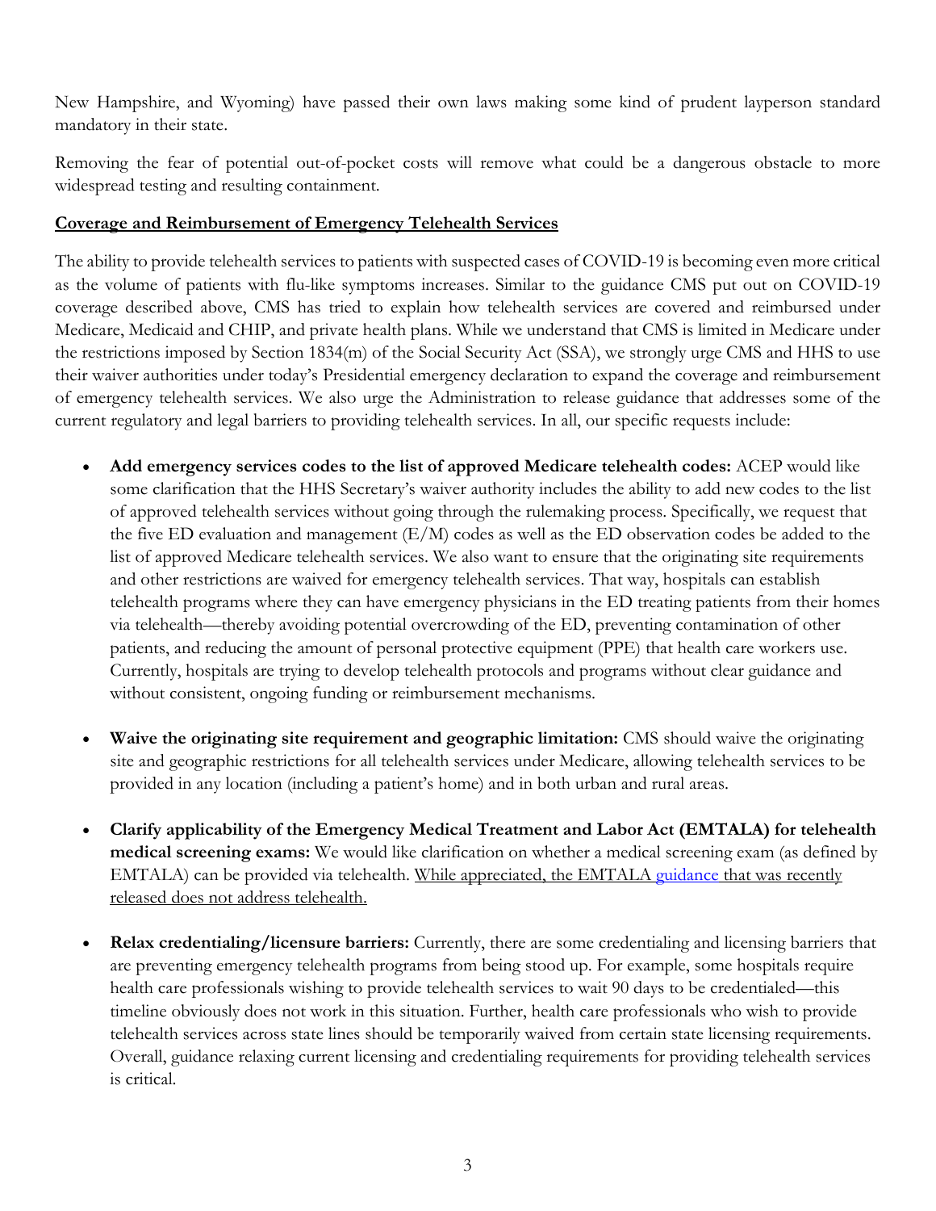New Hampshire, and Wyoming) have passed their own laws making some kind of prudent layperson standard mandatory in their state.

Removing the fear of potential out-of-pocket costs will remove what could be a dangerous obstacle to more widespread testing and resulting containment.

## Coverage and Reimbursement of Emergency Telehealth Services

The ability to provide telehealth services to patients with suspected cases of COVID-19 is becoming even more critical as the volume of patients with flu-like symptoms increases. Similar to the guidance CMS put out on COVID-19 coverage described above, CMS has tried to explain how telehealth services are covered and reimbursed under Medicare, Medicaid and CHIP, and private health plans. While we understand that CMS is limited in Medicare under the restrictions imposed by Section 1834(m) of the Social Security Act (SSA), we strongly urge CMS and HHS to use their waiver authorities under today's Presidential emergency declaration to expand the coverage and reimbursement of emergency telehealth services. We also urge the Administration to release guidance that addresses some of the current regulatory and legal barriers to providing telehealth services. In all, our specific requests include:

- **Add emergency services codes to the list of approved Medicare telehealth codes:** ACEP would like some clarification that the HHS Secretary's waiver authority includes the ability to add new codes to the list of approved telehealth services without going through the rulemaking process. Specifically, we request that the five ED evaluation and management (E/M) codes as well as the ED observation codes be added to the list of approved Medicare telehealth services. We also want to ensure that the originating site requirements and other restrictions are waived for emergency telehealth services. That way, hospitals can establish telehealth programs where they can have emergency physicians in the ED treating patients from their homes via telehealth—thereby avoiding potential overcrowding of the ED, preventing contamination of other patients, and reducing the amount of personal protective equipment (PPE) that health care workers use. Currently, hospitals are trying to develop telehealth protocols and programs without clear guidance and without consistent, ongoing funding or reimbursement mechanisms.

- **Waive the originating site requirement and geographic limitation:** CMS should waive the originating site and geographic restrictions for all telehealth services under Medicare, allowing telehealth services to be provided in any location (including a patient's home) and in both urban and rural areas.

- **Clarify applicability of the Emergency Medical Treatment and Labor Act (EMTALA) for telehealth medical screening exams:** We would like clarification on whether a medical screening exam (as defined by EMTALA) can be provided via telehealth. While appreciated, the EMTALA guidance that was recently released does not address telehealth.

- **Relax credentialing/licensure barriers:** Currently, there are some credentialing and licensing barriers that are preventing emergency telehealth programs from being stood up. For example, some hospitals require health care professionals wishing to provide telehealth services to wait 90 days to be credentialed—this timeline obviously does not work in this situation. Further, health care professionals who wish to provide telehealth services across state lines should be temporarily waived from certain state licensing requirements. Overall, guidance relaxing current licensing and credentialing requirements for providing telehealth services is critical.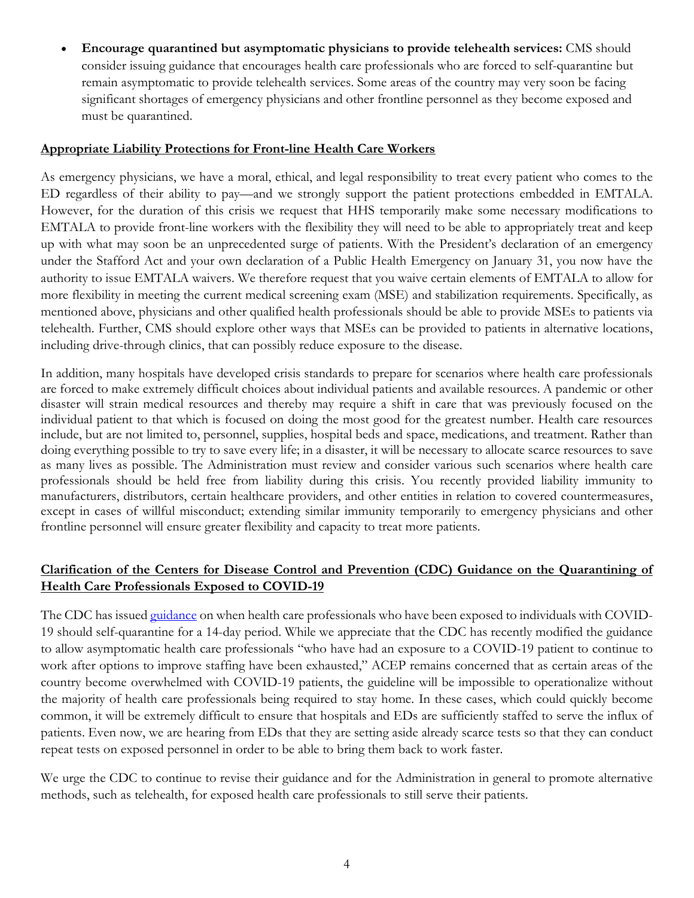- **Encourage quarantined but asymptomatic physicians to provide telehealth services:** CMS should consider issuing guidance that encourages health care professionals who are forced to self-quarantine but remain asymptomatic to provide telehealth services. Some areas of the country may very soon be facing significant shortages of emergency physicians and other frontline personnel as they become exposed and must be quarantined.

## Appropriate Liability Protections for Front-line Health Care Workers

As emergency physicians, we have a moral, ethical, and legal responsibility to treat every patient who comes to the ED regardless of their ability to pay—and we strongly support the patient protections embedded in EMTALA. However, for the duration of this crisis we request that HHS temporarily make some necessary modifications to EMTALA to provide front-line workers with the flexibility they will need to be able to appropriately treat and keep up with what may soon be an unprecedented surge of patients. With the President's declaration of an emergency under the Stafford Act and your own declaration of a Public Health Emergency on January 31, you now have the authority to issue EMTALA waivers. We therefore request that you waive certain elements of EMTALA to allow for more flexibility in meeting the current medical screening exam (MSE) and stabilization requirements. Specifically, as mentioned above, physicians and other qualified health professionals should be able to provide MSEs to patients via telehealth. Further, CMS should explore other ways that MSEs can be provided to patients in alternative locations, including drive-through clinics, that can possibly reduce exposure to the disease.

In addition, many hospitals have developed crisis standards to prepare for scenarios where health care professionals are forced to make extremely difficult choices about individual patients and available resources. A pandemic or other disaster will strain medical resources and thereby may require a shift in care that was previously focused on the individual patient to that which is focused on doing the most good for the greatest number. Health care resources include, but are not limited to, personnel, supplies, hospital beds and space, medications, and treatment. Rather than doing everything possible to try to save every life; in a disaster, it will be necessary to allocate scarce resources to save as many lives as possible. The Administration must review and consider various such scenarios where health care professionals should be held free from liability during this crisis. You recently provided liability immunity to manufacturers, distributors, certain healthcare providers, and other entities in relation to covered countermeasures, except in cases of willful misconduct; extending similar immunity temporarily to emergency physicians and other frontline personnel will ensure greater flexibility and capacity to treat more patients.

## Clarification of the Centers for Disease Control and Prevention (CDC) Guidance on the Quarantining of Health Care Professionals Exposed to COVID-19

The CDC has issued guidance on when health care professionals who have been exposed to individuals with COVID-19 should self-quarantine for a 14-day period. While we appreciate that the CDC has recently modified the guidance to allow asymptomatic health care professionals "who have had an exposure to a COVID-19 patient to continue to work after options to improve staffing have been exhausted," ACEP remains concerned that as certain areas of the country become overwhelmed with COVID-19 patients, the guideline will be impossible to operationalize without the majority of health care professionals being required to stay home. In these cases, which could quickly become common, it will be extremely difficult to ensure that hospitals and EDs are sufficiently staffed to serve the influx of patients. Even now, we are hearing from EDs that they are setting aside already scarce tests so that they can conduct repeat tests on exposed personnel in order to be able to bring them back to work faster.

We urge the CDC to continue to revise their guidance and for the Administration in general to promote alternative methods, such as telehealth, for exposed health care professionals to still serve their patients.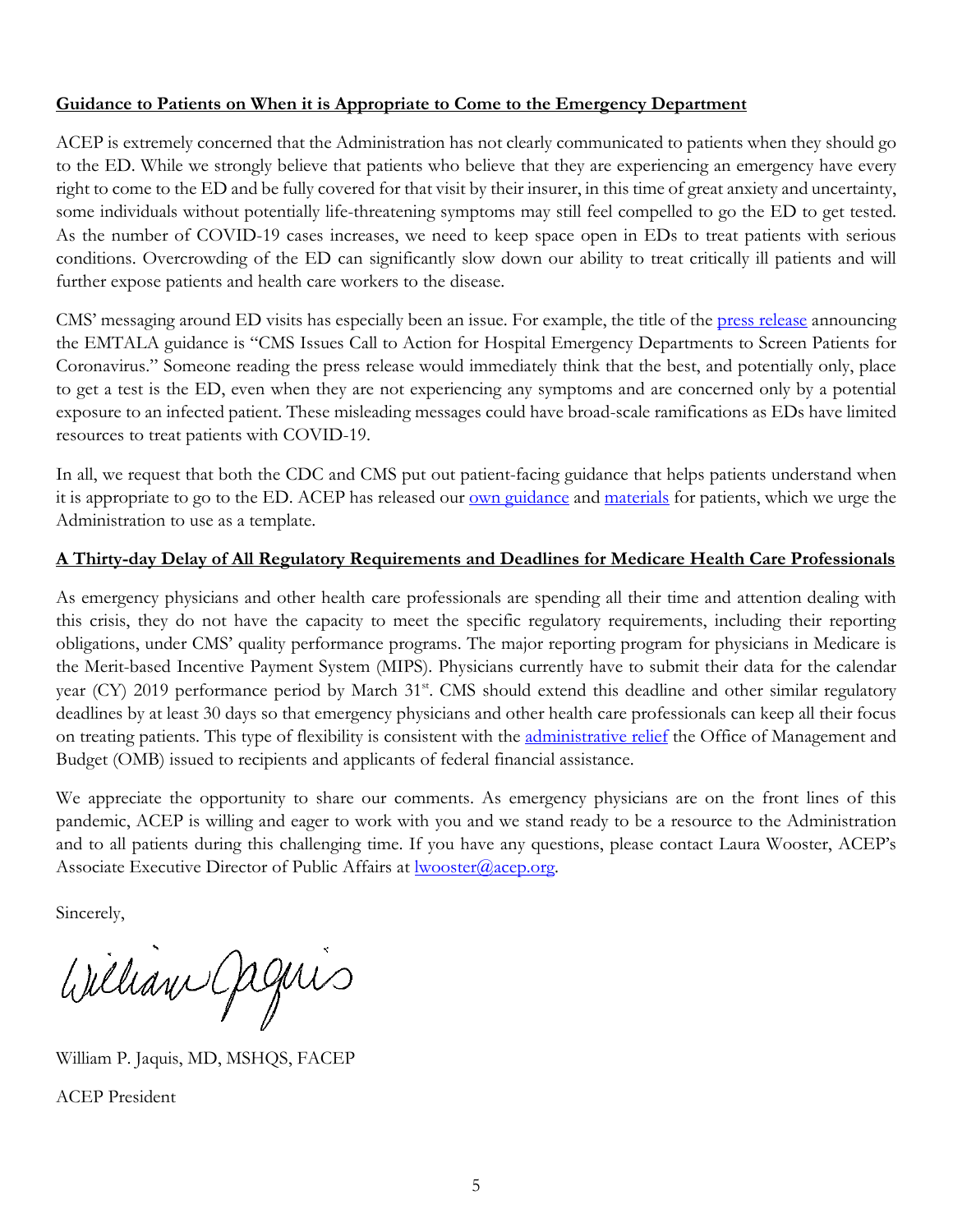**Guidance to Patients on When it is Appropriate to Come to the Emergency Department**

ACEP is extremely concerned that the Administration has not clearly communicated to patients when they should go to the ED. While we strongly believe that patients who believe that they are experiencing an emergency have every right to come to the ED and be fully covered for that visit by their insurer, in this time of great anxiety and uncertainty, some individuals without potentially life-threatening symptoms may still feel compelled to go the ED to get tested. As the number of COVID-19 cases increases, we need to keep space open in EDs to treat patients with serious conditions. Overcrowding of the ED can significantly slow down our ability to treat critically ill patients and will further expose patients and health care workers to the disease.

CMS' messaging around ED visits has especially been an issue. For example, the title of the press release announcing the EMTALA guidance is "CMS Issues Call to Action for Hospital Emergency Departments to Screen Patients for Coronavirus." Someone reading the press release would immediately think that the best, and potentially only, place to get a test is the ED, even when they are not experiencing any symptoms and are concerned only by a potential exposure to an infected patient. These misleading messages could have broad-scale ramifications as EDs have limited resources to treat patients with COVID-19.

In all, we request that both the CDC and CMS put out patient-facing guidance that helps patients understand when it is appropriate to go to the ED. ACEP has released our own guidance and materials for patients, which we urge the Administration to use as a template.

**A Thirty-day Delay of All Regulatory Requirements and Deadlines for Medicare Health Care Professionals**

As emergency physicians and other health care professionals are spending all their time and attention dealing with this crisis, they do not have the capacity to meet the specific regulatory requirements, including their reporting obligations, under CMS' quality performance programs. The major reporting program for physicians in Medicare is the Merit-based Incentive Payment System (MIPS). Physicians currently have to submit their data for the calendar year (CY) 2019 performance period by March 31st. CMS should extend this deadline and other similar regulatory deadlines by at least 30 days so that emergency physicians and other health care professionals can keep all their focus on treating patients. This type of flexibility is consistent with the administrative relief the Office of Management and Budget (OMB) issued to recipients and applicants of federal financial assistance.

We appreciate the opportunity to share our comments. As emergency physicians are on the front lines of this pandemic, ACEP is willing and eager to work with you and we stand ready to be a resource to the Administration and to all patients during this challenging time. If you have any questions, please contact Laura Wooster, ACEP's Associate Executive Director of Public Affairs at lwooster@acep.org.

Sincerely,

William Jaquis

William P. Jaquis, MD, MSHQS, FACEP

ACEP President